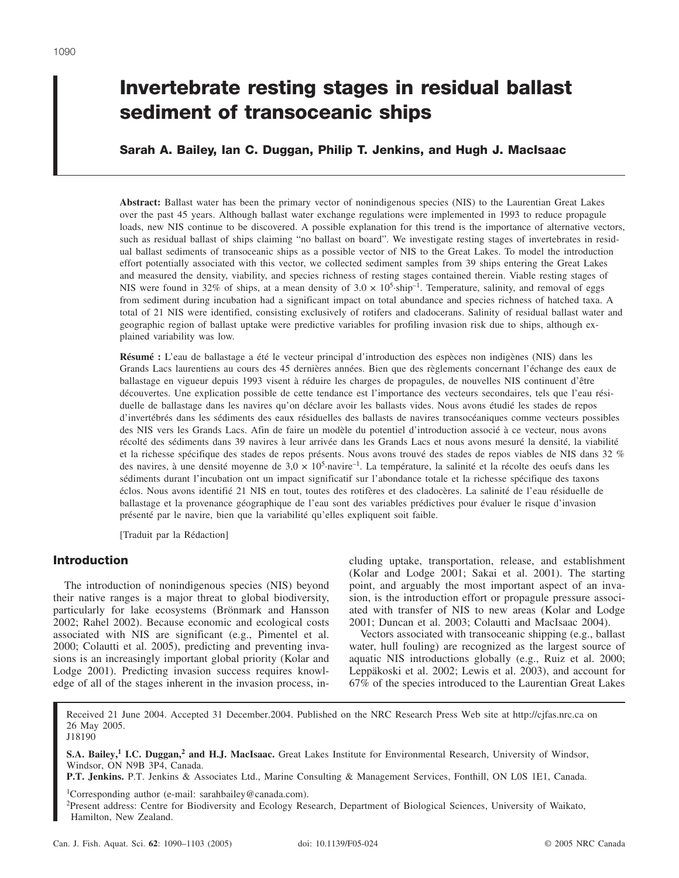# Invertebrate resting stages in residual ballast sediment of transoceanic ships

**Sarah A. Bailey, Ian C. Duggan, Philip T. Jenkins, and Hugh J. MacIsaac**

**Abstract:** Ballast water has been the primary vector of nonindigenous species (NIS) to the Laurentian Great Lakes over the past 45 years. Although ballast water exchange regulations were implemented in 1993 to reduce propagule loads, new NIS continue to be discovered. A possible explanation for this trend is the importance of alternative vectors, such as residual ballast of ships claiming "no ballast on board". We investigate resting stages of invertebrates in residual ballast sediments of transoceanic ships as a possible vector of NIS to the Great Lakes. To model the introduction effort potentially associated with this vector, we collected sediment samples from 39 ships entering the Great Lakes and measured the density, viability, and species richness of resting stages contained therein. Viable resting stages of NIS were found in 32% of ships, at a mean density of $3.0 \times 10^5 \cdot \text{ship}^{-1}$. Temperature, salinity, and removal of eggs from sediment during incubation had a significant impact on total abundance and species richness of hatched taxa. A total of 21 NIS were identified, consisting exclusively of rotifers and cladocerans. Salinity of residual ballast water and geographic region of ballast uptake were predictive variables for profiling invasion risk due to ships, although explained variability was low.

**Résumé :** L'eau de ballastage a été le vecteur principal d'introduction des espèces non indigènes (NIS) dans les Grands Lacs laurentiens au cours des 45 dernières années. Bien que des règlements concernant l'échange des eaux de ballastage en vigueur depuis 1993 visent à réduire les charges de propagules, de nouvelles NIS continuent d'être découvertes. Une explication possible de cette tendance est l'importance des vecteurs secondaires, tels que l'eau résiduelle de ballastage dans les navires qu'on déclare avoir les ballasts vides. Nous avons étudié les stades de repos d'invertébrés dans les sédiments des eaux résiduelles des ballasts de navires transocéaniques comme vecteurs possibles des NIS vers les Grands Lacs. Afin de faire un modèle du potentiel d'introduction associé à ce vecteur, nous avons récolté des sédiments dans 39 navires à leur arrivée dans les Grands Lacs et nous avons mesuré la densité, la viabilité et la richesse spécifique des stades de repos présents. Nous avons trouvé des stades de repos viables de NIS dans 32 % des navires, à une densité moyenne de $3{,}0 \times 10^5 \cdot \text{navire}^{-1}$. La température, la salinité et la récolte des oeufs dans les sédiments durant l'incubation ont un impact significatif sur l'abondance totale et la richesse spécifique des taxons éclos. Nous avons identifié 21 NIS en tout, toutes des rotifères et des cladocères. La salinité de l'eau résiduelle de ballastage et la provenance géographique de l'eau sont des variables prédictives pour évaluer le risque d'invasion présenté par le navire, bien que la variabilité qu'elles expliquent soit faible.

[Traduit par la Rédaction]

## Introduction

The introduction of nonindigenous species (NIS) beyond their native ranges is a major threat to global biodiversity, particularly for lake ecosystems (Brönmark and Hansson 2002; Rahel 2002). Because economic and ecological costs associated with NIS are significant (e.g., Pimentel et al. 2000; Colautti et al. 2005), predicting and preventing invasions is an increasingly important global priority (Kolar and Lodge 2001). Predicting invasion success requires knowledge of all of the stages inherent in the invasion process, including uptake, transportation, release, and establishment (Kolar and Lodge 2001; Sakai et al. 2001). The starting point, and arguably the most important aspect of an invasion, is the introduction effort or propagule pressure associated with transfer of NIS to new areas (Kolar and Lodge 2001; Duncan et al. 2003; Colautti and MacIsaac 2004).

Vectors associated with transoceanic shipping (e.g., ballast water, hull fouling) are recognized as the largest source of aquatic NIS introductions globally (e.g., Ruiz et al. 2000; Leppäkoski et al. 2002; Lewis et al. 2003), and account for 67% of the species introduced to the Laurentian Great Lakes

Received 21 June 2004. Accepted 31 December.2004. Published on the NRC Research Press Web site at http://cjfas.nrc.ca on 26 May 2005.
J18190

**S.A. Bailey,[1] I.C. Duggan,[2] and H.J. MacIsaac.** Great Lakes Institute for Environmental Research, University of Windsor, Windsor, ON N9B 3P4, Canada.
**P.T. Jenkins.** P.T. Jenkins & Associates Ltd., Marine Consulting & Management Services, Fonthill, ON L0S 1E1, Canada.

[1]Corresponding author (e-mail: sarahbailey@canada.com).
[2]Present address: Centre for Biodiversity and Ecology Research, Department of Biological Sciences, University of Waikato, Hamilton, New Zealand.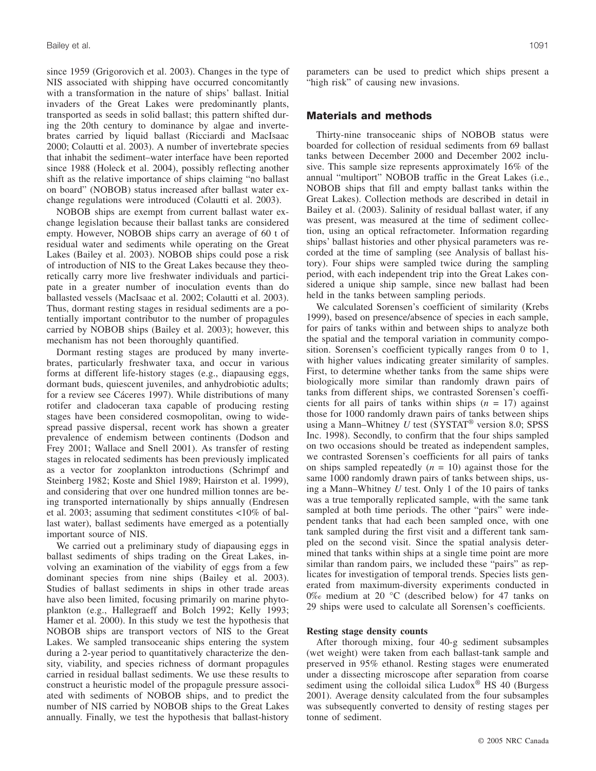since 1959 (Grigorovich et al. 2003). Changes in the type of NIS associated with shipping have occurred concomitantly with a transformation in the nature of ships' ballast. Initial invaders of the Great Lakes were predominantly plants, transported as seeds in solid ballast; this pattern shifted during the 20th century to dominance by algae and invertebrates carried by liquid ballast (Ricciardi and MacIsaac 2000; Colautti et al. 2003). A number of invertebrate species that inhabit the sediment–water interface have been reported since 1988 (Holeck et al. 2004), possibly reflecting another shift as the relative importance of ships claiming "no ballast on board" (NOBOB) status increased after ballast water exchange regulations were introduced (Colautti et al. 2003).

NOBOB ships are exempt from current ballast water exchange legislation because their ballast tanks are considered empty. However, NOBOB ships carry an average of 60 t of residual water and sediments while operating on the Great Lakes (Bailey et al. 2003). NOBOB ships could pose a risk of introduction of NIS to the Great Lakes because they theoretically carry more live freshwater individuals and participate in a greater number of inoculation events than do ballasted vessels (MacIsaac et al. 2002; Colautti et al. 2003). Thus, dormant resting stages in residual sediments are a potentially important contributor to the number of propagules carried by NOBOB ships (Bailey et al. 2003); however, this mechanism has not been thoroughly quantified.

Dormant resting stages are produced by many invertebrates, particularly freshwater taxa, and occur in various forms at different life-history stages (e.g., diapausing eggs, dormant buds, quiescent juveniles, and anhydrobiotic adults; for a review see Cáceres 1997). While distributions of many rotifer and cladoceran taxa capable of producing resting stages have been considered cosmopolitan, owing to widespread passive dispersal, recent work has shown a greater prevalence of endemism between continents (Dodson and Frey 2001; Wallace and Snell 2001). As transfer of resting stages in relocated sediments has been previously implicated as a vector for zooplankton introductions (Schrimpf and Steinberg 1982; Koste and Shiel 1989; Hairston et al. 1999), and considering that over one hundred million tonnes are being transported internationally by ships annually (Endresen et al. 2003; assuming that sediment constitutes <10% of ballast water), ballast sediments have emerged as a potentially important source of NIS.

We carried out a preliminary study of diapausing eggs in ballast sediments of ships trading on the Great Lakes, involving an examination of the viability of eggs from a few dominant species from nine ships (Bailey et al. 2003). Studies of ballast sediments in ships in other trade areas have also been limited, focusing primarily on marine phytoplankton (e.g., Hallegraeff and Bolch 1992; Kelly 1993; Hamer et al. 2000). In this study we test the hypothesis that NOBOB ships are transport vectors of NIS to the Great Lakes. We sampled transoceanic ships entering the system during a 2-year period to quantitatively characterize the density, viability, and species richness of dormant propagules carried in residual ballast sediments. We use these results to construct a heuristic model of the propagule pressure associated with sediments of NOBOB ships, and to predict the number of NIS carried by NOBOB ships to the Great Lakes annually. Finally, we test the hypothesis that ballast-history parameters can be used to predict which ships present a "high risk" of causing new invasions.

## Materials and methods

Thirty-nine transoceanic ships of NOBOB status were boarded for collection of residual sediments from 69 ballast tanks between December 2000 and December 2002 inclusive. This sample size represents approximately 16% of the annual "multiport" NOBOB traffic in the Great Lakes (i.e., NOBOB ships that fill and empty ballast tanks within the Great Lakes). Collection methods are described in detail in Bailey et al. (2003). Salinity of residual ballast water, if any was present, was measured at the time of sediment collection, using an optical refractometer. Information regarding ships' ballast histories and other physical parameters was recorded at the time of sampling (see Analysis of ballast history). Four ships were sampled twice during the sampling period, with each independent trip into the Great Lakes considered a unique ship sample, since new ballast had been held in the tanks between sampling periods.

We calculated Sorensen's coefficient of similarity (Krebs 1999), based on presence/absence of species in each sample, for pairs of tanks within and between ships to analyze both the spatial and the temporal variation in community composition. Sorensen's coefficient typically ranges from 0 to 1, with higher values indicating greater similarity of samples. First, to determine whether tanks from the same ships were biologically more similar than randomly drawn pairs of tanks from different ships, we contrasted Sorensen's coefficients for all pairs of tanks within ships ($n$ = 17) against those for 1000 randomly drawn pairs of tanks between ships using a Mann–Whitney $U$ test (SYSTAT® version 8.0; SPSS Inc. 1998). Secondly, to confirm that the four ships sampled on two occasions should be treated as independent samples, we contrasted Sorensen's coefficients for all pairs of tanks on ships sampled repeatedly ($n$ = 10) against those for the same 1000 randomly drawn pairs of tanks between ships, using a Mann–Whitney $U$ test. Only 1 of the 10 pairs of tanks was a true temporally replicated sample, with the same tank sampled at both time periods. The other "pairs" were independent tanks that had each been sampled once, with one tank sampled during the first visit and a different tank sampled on the second visit. Since the spatial analysis determined that tanks within ships at a single time point are more similar than random pairs, we included these "pairs" as replicates for investigation of temporal trends. Species lists generated from maximum-diversity experiments conducted in 0‰ medium at 20 °C (described below) for 47 tanks on 29 ships were used to calculate all Sorensen's coefficients.

### Resting stage density counts

After thorough mixing, four 40-g sediment subsamples (wet weight) were taken from each ballast-tank sample and preserved in 95% ethanol. Resting stages were enumerated under a dissecting microscope after separation from coarse sediment using the colloidal silica Ludox® HS 40 (Burgess 2001). Average density calculated from the four subsamples was subsequently converted to density of resting stages per tonne of sediment.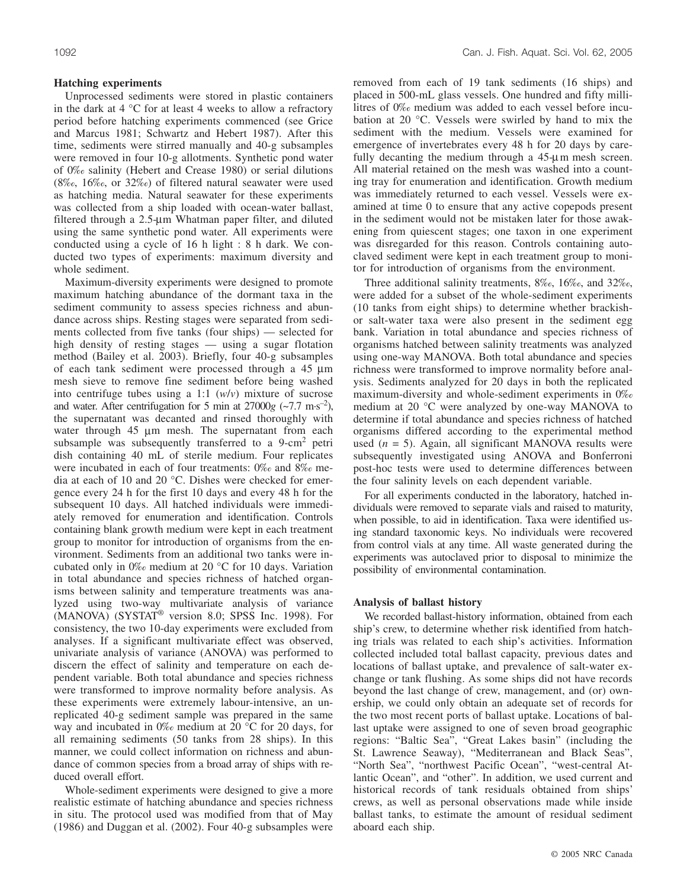### Hatching experiments

Unprocessed sediments were stored in plastic containers in the dark at 4 °C for at least 4 weeks to allow a refractory period before hatching experiments commenced (see Grice and Marcus 1981; Schwartz and Hebert 1987). After this time, sediments were stirred manually and 40-g subsamples were removed in four 10-g allotments. Synthetic pond water of 0‰ salinity (Hebert and Crease 1980) or serial dilutions (8‰, 16‰, or 32‰) of filtered natural seawater were used as hatching media. Natural seawater for these experiments was collected from a ship loaded with ocean-water ballast, filtered through a 2.5-µm Whatman paper filter, and diluted using the same synthetic pond water. All experiments were conducted using a cycle of 16 h light : 8 h dark. We conducted two types of experiments: maximum diversity and whole sediment.

Maximum-diversity experiments were designed to promote maximum hatching abundance of the dormant taxa in the sediment community to assess species richness and abundance across ships. Resting stages were separated from sediments collected from five tanks (four ships) — selected for high density of resting stages — using a sugar flotation method (Bailey et al. 2003). Briefly, four 40-g subsamples of each tank sediment were processed through a 45 µm mesh sieve to remove fine sediment before being washed into centrifuge tubes using a 1:1 (*w*/*v*) mixture of sucrose and water. After centrifugation for 5 min at 27000*g* (~7.7 $m \cdot s^{-2}$), the supernatant was decanted and rinsed thoroughly with water through 45 µm mesh. The supernatant from each subsample was subsequently transferred to a 9-$cm^2$ petri dish containing 40 mL of sterile medium. Four replicates were incubated in each of four treatments: 0‰ and 8‰ media at each of 10 and 20 °C. Dishes were checked for emergence every 24 h for the first 10 days and every 48 h for the subsequent 10 days. All hatched individuals were immediately removed for enumeration and identification. Controls containing blank growth medium were kept in each treatment group to monitor for introduction of organisms from the environment. Sediments from an additional two tanks were incubated only in 0‰ medium at 20 °C for 10 days. Variation in total abundance and species richness of hatched organisms between salinity and temperature treatments was analyzed using two-way multivariate analysis of variance (MANOVA) (SYSTAT® version 8.0; SPSS Inc. 1998). For consistency, the two 10-day experiments were excluded from analyses. If a significant multivariate effect was observed, univariate analysis of variance (ANOVA) was performed to discern the effect of salinity and temperature on each dependent variable. Both total abundance and species richness were transformed to improve normality before analysis. As these experiments were extremely labour-intensive, an unreplicated 40-g sediment sample was prepared in the same way and incubated in 0‰ medium at 20 °C for 20 days, for all remaining sediments (50 tanks from 28 ships). In this manner, we could collect information on richness and abundance of common species from a broad array of ships with reduced overall effort.

Whole-sediment experiments were designed to give a more realistic estimate of hatching abundance and species richness in situ. The protocol used was modified from that of May (1986) and Duggan et al. (2002). Four 40-g subsamples were removed from each of 19 tank sediments (16 ships) and placed in 500-mL glass vessels. One hundred and fifty millilitres of 0‰ medium was added to each vessel before incubation at 20 °C. Vessels were swirled by hand to mix the sediment with the medium. Vessels were examined for emergence of invertebrates every 48 h for 20 days by carefully decanting the medium through a 45-µm mesh screen. All material retained on the mesh was washed into a counting tray for enumeration and identification. Growth medium was immediately returned to each vessel. Vessels were examined at time 0 to ensure that any active copepods present in the sediment would not be mistaken later for those awakening from quiescent stages; one taxon in one experiment was disregarded for this reason. Controls containing autoclaved sediment were kept in each treatment group to monitor for introduction of organisms from the environment.

Three additional salinity treatments, 8‰, 16‰, and 32‰, were added for a subset of the whole-sediment experiments (10 tanks from eight ships) to determine whether brackish- or salt-water taxa were also present in the sediment egg bank. Variation in total abundance and species richness of organisms hatched between salinity treatments was analyzed using one-way MANOVA. Both total abundance and species richness were transformed to improve normality before analysis. Sediments analyzed for 20 days in both the replicated maximum-diversity and whole-sediment experiments in 0‰ medium at 20 °C were analyzed by one-way MANOVA to determine if total abundance and species richness of hatched organisms differed according to the experimental method used ($n = 5$). Again, all significant MANOVA results were subsequently investigated using ANOVA and Bonferroni post-hoc tests were used to determine differences between the four salinity levels on each dependent variable.

For all experiments conducted in the laboratory, hatched individuals were removed to separate vials and raised to maturity, when possible, to aid in identification. Taxa were identified using standard taxonomic keys. No individuals were recovered from control vials at any time. All waste generated during the experiments was autoclaved prior to disposal to minimize the possibility of environmental contamination.

### Analysis of ballast history

We recorded ballast-history information, obtained from each ship's crew, to determine whether risk identified from hatching trials was related to each ship's activities. Information collected included total ballast capacity, previous dates and locations of ballast uptake, and prevalence of salt-water exchange or tank flushing. As some ships did not have records beyond the last change of crew, management, and (or) ownership, we could only obtain an adequate set of records for the two most recent ports of ballast uptake. Locations of ballast uptake were assigned to one of seven broad geographic regions: "Baltic Sea", "Great Lakes basin" (including the St. Lawrence Seaway), "Mediterranean and Black Seas", "North Sea", "northwest Pacific Ocean", "west-central Atlantic Ocean", and "other". In addition, we used current and historical records of tank residuals obtained from ships' crews, as well as personal observations made while inside ballast tanks, to estimate the amount of residual sediment aboard each ship.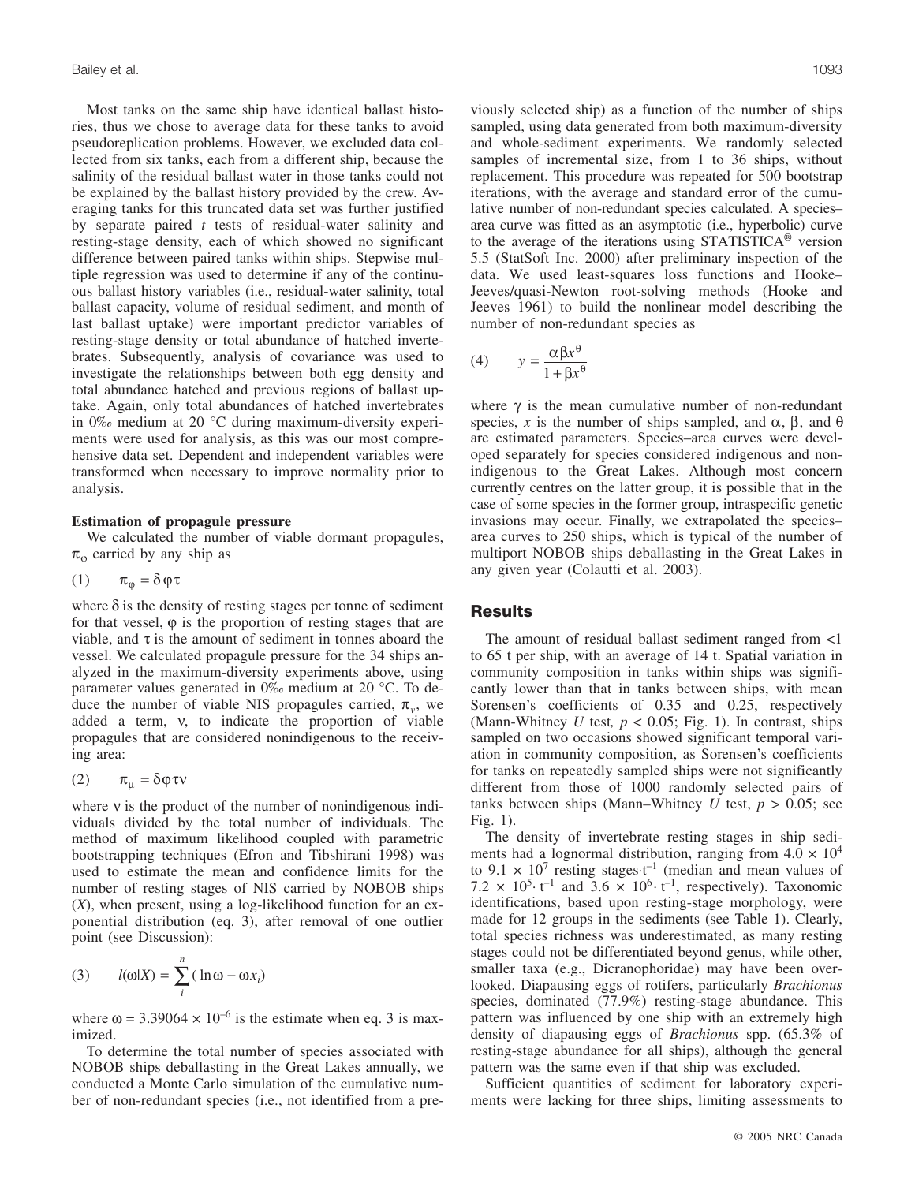Most tanks on the same ship have identical ballast histories, thus we chose to average data for these tanks to avoid pseudoreplication problems. However, we excluded data collected from six tanks, each from a different ship, because the salinity of the residual ballast water in those tanks could not be explained by the ballast history provided by the crew. Averaging tanks for this truncated data set was further justified by separate paired *t* tests of residual-water salinity and resting-stage density, each of which showed no significant difference between paired tanks within ships. Stepwise multiple regression was used to determine if any of the continuous ballast history variables (i.e., residual-water salinity, total ballast capacity, volume of residual sediment, and month of last ballast uptake) were important predictor variables of resting-stage density or total abundance of hatched invertebrates. Subsequently, analysis of covariance was used to investigate the relationships between both egg density and total abundance hatched and previous regions of ballast uptake. Again, only total abundances of hatched invertebrates in 0‰ medium at 20 °C during maximum-diversity experiments were used for analysis, as this was our most comprehensive data set. Dependent and independent variables were transformed when necessary to improve normality prior to analysis.

### Estimation of propagule pressure

We calculated the number of viable dormant propagules, $\pi_\varphi$ carried by any ship as

$$(1) \qquad \pi_\varphi = \delta\varphi\tau$$

where $\delta$ is the density of resting stages per tonne of sediment for that vessel, $\varphi$ is the proportion of resting stages that are viable, and $\tau$ is the amount of sediment in tonnes aboard the vessel. We calculated propagule pressure for the 34 ships analyzed in the maximum-diversity experiments above, using parameter values generated in 0‰ medium at 20 °C. To deduce the number of viable NIS propagules carried, $\pi_\nu$, we added a term, $\nu$, to indicate the proportion of viable propagules that are considered nonindigenous to the receiving area:

$$(2) \qquad \pi_\mu = \delta\varphi\tau\nu$$

where $\nu$ is the product of the total number of nonindigenous individuals divided by the total number of individuals. The method of maximum likelihood coupled with parametric bootstrapping techniques (Efron and Tibshirani 1998) was used to estimate the mean and confidence limits for the number of resting stages of NIS carried by NOBOB ships ($X$), when present, using a log-likelihood function for an exponential distribution (eq. 3), after removal of one outlier point (see Discussion):

$$(3) \qquad l(\omega|X) = \sum_{i}^{n} (\ln\omega - \omega x_i)$$

where $\omega = 3.39064 \times 10^{-6}$ is the estimate when eq. 3 is maximized.

To determine the total number of species associated with NOBOB ships deballasting in the Great Lakes annually, we conducted a Monte Carlo simulation of the cumulative number of non-redundant species (i.e., not identified from a previously selected ship) as a function of the number of ships sampled, using data generated from both maximum-diversity and whole-sediment experiments. We randomly selected samples of incremental size, from 1 to 36 ships, without replacement. This procedure was repeated for 500 bootstrap iterations, with the average and standard error of the cumulative number of non-redundant species calculated. A species–area curve was fitted as an asymptotic (i.e., hyperbolic) curve to the average of the iterations using STATISTICA® version 5.5 (StatSoft Inc. 2000) after preliminary inspection of the data. We used least-squares loss functions and Hooke–Jeeves/quasi-Newton root-solving methods (Hooke and Jeeves 1961) to build the nonlinear model describing the number of non-redundant species as

$$(4) \qquad y = \frac{\alpha\beta x^\theta}{1 + \beta x^\theta}$$

where $\gamma$ is the mean cumulative number of non-redundant species, $x$ is the number of ships sampled, and $\alpha$, $\beta$, and $\theta$ are estimated parameters. Species–area curves were developed separately for species considered indigenous and nonindigenous to the Great Lakes. Although most concern currently centres on the latter group, it is possible that in the case of some species in the former group, intraspecific genetic invasions may occur. Finally, we extrapolated the species–area curves to 250 ships, which is typical of the number of multiport NOBOB ships deballasting in the Great Lakes in any given year (Colautti et al. 2003).

## Results

The amount of residual ballast sediment ranged from <1 to 65 t per ship, with an average of 14 t. Spatial variation in community composition in tanks within ships was significantly lower than that in tanks between ships, with mean Sorensen's coefficients of 0.35 and 0.25, respectively (Mann-Whitney *U* test, $p < 0.05$; Fig. 1). In contrast, ships sampled on two occasions showed significant temporal variation in community composition, as Sorensen's coefficients for tanks on repeatedly sampled ships were not significantly different from those of 1000 randomly selected pairs of tanks between ships (Mann–Whitney *U* test, $p > 0.05$; see Fig. 1).

The density of invertebrate resting stages in ship sediments had a lognormal distribution, ranging from $4.0 \times 10^4$ to $9.1 \times 10^7$ resting stages·t$^{-1}$ (median and mean values of $7.2 \times 10^5$· t$^{-1}$ and $3.6 \times 10^6$· t$^{-1}$, respectively). Taxonomic identifications, based upon resting-stage morphology, were made for 12 groups in the sediments (see Table 1). Clearly, total species richness was underestimated, as many resting stages could not be differentiated beyond genus, while other, smaller taxa (e.g., Dicranophoridae) may have been overlooked. Diapausing eggs of rotifers, particularly *Brachionus* species, dominated (77.9%) resting-stage abundance. This pattern was influenced by one ship with an extremely high density of diapausing eggs of *Brachionus* spp. (65.3% of resting-stage abundance for all ships), although the general pattern was the same even if that ship was excluded.

Sufficient quantities of sediment for laboratory experiments were lacking for three ships, limiting assessments to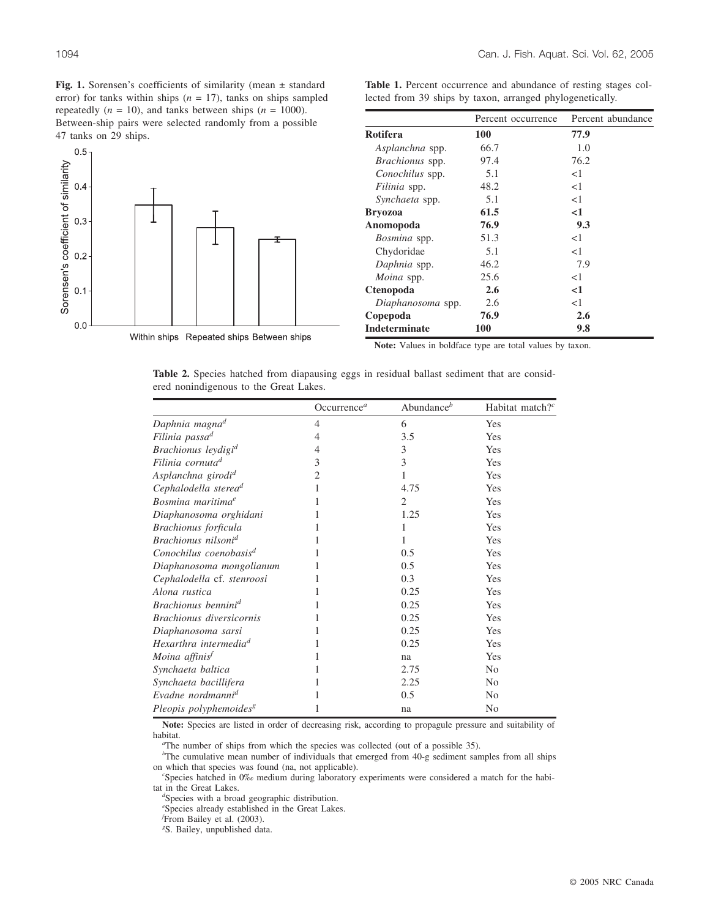**Fig. 1.** Sorensen's coefficients of similarity (mean ± standard error) for tanks within ships ($n$ = 17), tanks on ships sampled repeatedly ($n$ = 10), and tanks between ships ($n$ = 1000). Between-ship pairs were selected randomly from a possible 47 tanks on 29 ships.

**Table 1.** Percent occurrence and abundance of resting stages collected from 39 ships by taxon, arranged phylogenetically.

| | Percent occurrence | Percent abundance |
|---|---|---|
| **Rotifera** | **100** | **77.9** |
| *Asplanchna* spp. | 66.7 | 1.0 |
| *Brachionus* spp. | 97.4 | 76.2 |
| *Conochilus* spp. | 5.1 | <1 |
| *Filinia* spp. | 48.2 | <1 |
| *Synchaeta* spp. | 5.1 | <1 |
| **Bryozoa** | **61.5** | **<1** |
| **Anomopoda** | **76.9** | **9.3** |
| *Bosmina* spp. | 51.3 | <1 |
| Chydoridae | 5.1 | <1 |
| *Daphnia* spp. | 46.2 | 7.9 |
| *Moina* spp. | 25.6 | <1 |
| **Ctenopoda** | **2.6** | **<1** |
| *Diaphanosoma* spp. | 2.6 | <1 |
| **Copepoda** | **76.9** | **2.6** |
| **Indeterminate** | **100** | **9.8** |

**Note:** Values in boldface type are total values by taxon.

**Table 2.** Species hatched from diapausing eggs in residual ballast sediment that are considered nonindigenous to the Great Lakes.

| | Occurrence[a] | Abundance[b] | Habitat match?[c] |
|---|---|---|---|
| *Daphnia magna*[d] | 4 | 6 | Yes |
| *Filinia passa*[d] | 4 | 3.5 | Yes |
| *Brachionus leydigi*[d] | 4 | 3 | Yes |
| *Filinia cornuta*[d] | 3 | 3 | Yes |
| *Asplanchna girodi*[d] | 2 | 1 | Yes |
| *Cephalodella sterea*[d] | 1 | 4.75 | Yes |
| *Bosmina maritima*[e] | 1 | 2 | Yes |
| *Diaphanosoma orghidani* | 1 | 1.25 | Yes |
| *Brachionus forficula* | 1 | 1 | Yes |
| *Brachionus nilsoni*[d] | 1 | 1 | Yes |
| *Conochilus coenobasis*[d] | 1 | 0.5 | Yes |
| *Diaphanosoma mongolianum* | 1 | 0.5 | Yes |
| *Cephalodella* cf. *stenroosi* | 1 | 0.3 | Yes |
| *Alona rustica* | 1 | 0.25 | Yes |
| *Brachionus bennini*[d] | 1 | 0.25 | Yes |
| *Brachionus diversicornis* | 1 | 0.25 | Yes |
| *Diaphanosoma sarsi* | 1 | 0.25 | Yes |
| *Hexarthra intermedia*[d] | 1 | 0.25 | Yes |
| *Moina affinis*[f] | 1 | na | Yes |
| *Synchaeta baltica* | 1 | 2.75 | No |
| *Synchaeta bacillifera* | 1 | 2.25 | No |
| *Evadne nordmanni*[d] | 1 | 0.5 | No |
| *Pleopis polyphemoides*[g] | 1 | na | No |

**Note:** Species are listed in order of decreasing risk, according to propagule pressure and suitability of habitat.

[a]The number of ships from which the species was collected (out of a possible 35).

[b]The cumulative mean number of individuals that emerged from 40-g sediment samples from all ships on which that species was found (na, not applicable).

[c]Species hatched in 0‰ medium during laboratory experiments were considered a match for the habitat in the Great Lakes.

[d]Species with a broad geographic distribution.

[e]Species already established in the Great Lakes.

[f]From Bailey et al. (2003).

[g]S. Bailey, unpublished data.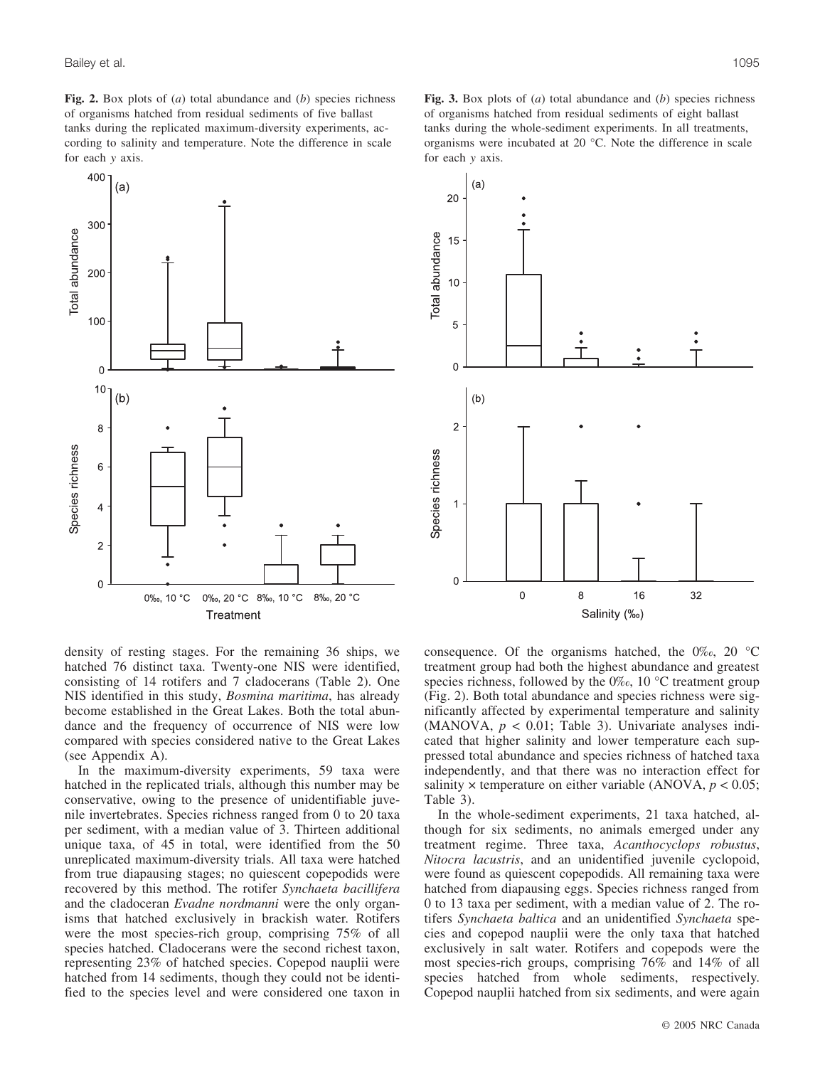**Fig. 2.** Box plots of (*a*) total abundance and (*b*) species richness of organisms hatched from residual sediments of five ballast tanks during the replicated maximum-diversity experiments, according to salinity and temperature. Note the difference in scale for each *y* axis.

**Fig. 3.** Box plots of (*a*) total abundance and (*b*) species richness of organisms hatched from residual sediments of eight ballast tanks during the whole-sediment experiments. In all treatments, organisms were incubated at 20 °C. Note the difference in scale for each *y* axis.

density of resting stages. For the remaining 36 ships, we hatched 76 distinct taxa. Twenty-one NIS were identified, consisting of 14 rotifers and 7 cladocerans (Table 2). One NIS identified in this study, *Bosmina maritima*, has already become established in the Great Lakes. Both the total abundance and the frequency of occurrence of NIS were low compared with species considered native to the Great Lakes (see Appendix A).

In the maximum-diversity experiments, 59 taxa were hatched in the replicated trials, although this number may be conservative, owing to the presence of unidentifiable juvenile invertebrates. Species richness ranged from 0 to 20 taxa per sediment, with a median value of 3. Thirteen additional unique taxa, of 45 in total, were identified from the 50 unreplicated maximum-diversity trials. All taxa were hatched from true diapausing stages; no quiescent copepodids were recovered by this method. The rotifer *Synchaeta bacillifera* and the cladoceran *Evadne nordmanni* were the only organisms that hatched exclusively in brackish water. Rotifers were the most species-rich group, comprising 75% of all species hatched. Cladocerans were the second richest taxon, representing 23% of hatched species. Copepod nauplii were hatched from 14 sediments, though they could not be identified to the species level and were considered one taxon in consequence. Of the organisms hatched, the 0‰, 20 °C treatment group had both the highest abundance and greatest species richness, followed by the 0‰, 10 °C treatment group (Fig. 2). Both total abundance and species richness were significantly affected by experimental temperature and salinity (MANOVA, $p < 0.01$; Table 3). Univariate analyses indicated that higher salinity and lower temperature each suppressed total abundance and species richness of hatched taxa independently, and that there was no interaction effect for salinity × temperature on either variable (ANOVA, $p < 0.05$; Table 3).

In the whole-sediment experiments, 21 taxa hatched, although for six sediments, no animals emerged under any treatment regime. Three taxa, *Acanthocyclops robustus*, *Nitocra lacustris*, and an unidentified juvenile cyclopoid, were found as quiescent copepodids. All remaining taxa were hatched from diapausing eggs. Species richness ranged from 0 to 13 taxa per sediment, with a median value of 2. The rotifers *Synchaeta baltica* and an unidentified *Synchaeta* species and copepod nauplii were the only taxa that hatched exclusively in salt water. Rotifers and copepods were the most species-rich groups, comprising 76% and 14% of all species hatched from whole sediments, respectively. Copepod nauplii hatched from six sediments, and were again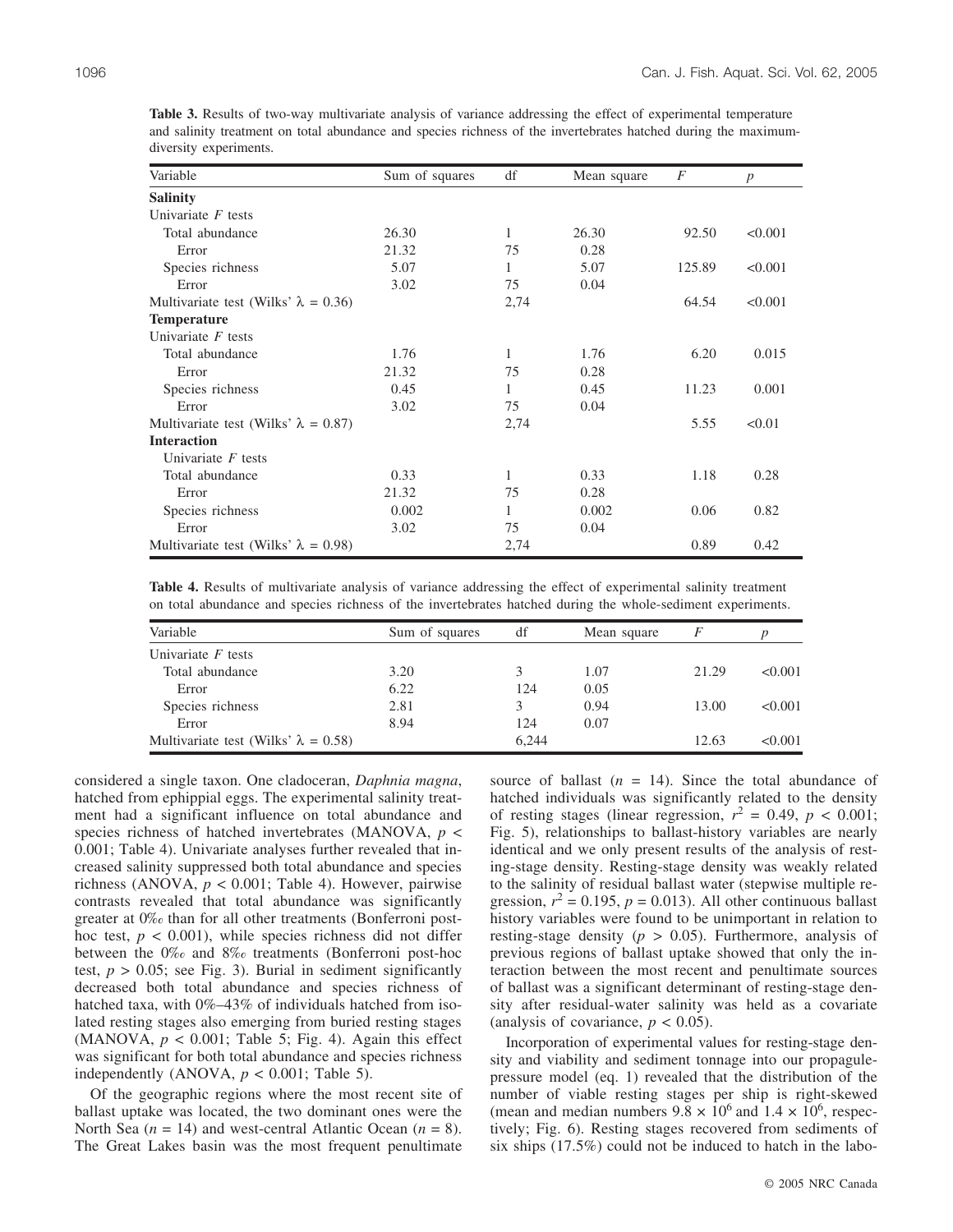**Table 3.** Results of two-way multivariate analysis of variance addressing the effect of experimental temperature and salinity treatment on total abundance and species richness of the invertebrates hatched during the maximum-diversity experiments.

| Variable | Sum of squares | df | Mean square | $F$ | $p$ |
|---|---|---|---|---|---|
| **Salinity** | | | | | |
| Univariate $F$ tests | | | | | |
| Total abundance | 26.30 | 1 | 26.30 | 92.50 | <0.001 |
| Error | 21.32 | 75 | 0.28 | | |
| Species richness | 5.07 | 1 | 5.07 | 125.89 | <0.001 |
| Error | 3.02 | 75 | 0.04 | | |
| Multivariate test (Wilks' $\lambda$ = 0.36) | | 2,74 | | 64.54 | <0.001 |
| **Temperature** | | | | | |
| Univariate $F$ tests | | | | | |
| Total abundance | 1.76 | 1 | 1.76 | 6.20 | 0.015 |
| Error | 21.32 | 75 | 0.28 | | |
| Species richness | 0.45 | 1 | 0.45 | 11.23 | 0.001 |
| Error | 3.02 | 75 | 0.04 | | |
| Multivariate test (Wilks' $\lambda$ = 0.87) | | 2,74 | | 5.55 | <0.01 |
| **Interaction** | | | | | |
| Univariate $F$ tests | | | | | |
| Total abundance | 0.33 | 1 | 0.33 | 1.18 | 0.28 |
| Error | 21.32 | 75 | 0.28 | | |
| Species richness | 0.002 | 1 | 0.002 | 0.06 | 0.82 |
| Error | 3.02 | 75 | 0.04 | | |
| Multivariate test (Wilks' $\lambda$ = 0.98) | | 2,74 | | 0.89 | 0.42 |

**Table 4.** Results of multivariate analysis of variance addressing the effect of experimental salinity treatment on total abundance and species richness of the invertebrates hatched during the whole-sediment experiments.

| Variable | Sum of squares | df | Mean square | $F$ | $p$ |
|---|---|---|---|---|---|
| Univariate $F$ tests | | | | | |
| Total abundance | 3.20 | 3 | 1.07 | 21.29 | <0.001 |
| Error | 6.22 | 124 | 0.05 | | |
| Species richness | 2.81 | 3 | 0.94 | 13.00 | <0.001 |
| Error | 8.94 | 124 | 0.07 | | |
| Multivariate test (Wilks' $\lambda$ = 0.58) | | 6,244 | | 12.63 | <0.001 |

considered a single taxon. One cladoceran, *Daphnia magna*, hatched from ephippial eggs. The experimental salinity treatment had a significant influence on total abundance and species richness of hatched invertebrates (MANOVA, $p < 0.001$; Table 4). Univariate analyses further revealed that increased salinity suppressed both total abundance and species richness (ANOVA, $p < 0.001$; Table 4). However, pairwise contrasts revealed that total abundance was significantly greater at 0‰ than for all other treatments (Bonferroni post-hoc test, $p < 0.001$), while species richness did not differ between the 0‰ and 8‰ treatments (Bonferroni post-hoc test, $p > 0.05$; see Fig. 3). Burial in sediment significantly decreased both total abundance and species richness of hatched taxa, with 0%–43% of individuals hatched from isolated resting stages also emerging from buried resting stages (MANOVA, $p < 0.001$; Table 5; Fig. 4). Again this effect was significant for both total abundance and species richness independently (ANOVA, $p < 0.001$; Table 5).

Of the geographic regions where the most recent site of ballast uptake was located, the two dominant ones were the North Sea ($n$ = 14) and west-central Atlantic Ocean ($n$ = 8). The Great Lakes basin was the most frequent penultimate source of ballast ($n$ = 14). Since the total abundance of hatched individuals was significantly related to the density of resting stages (linear regression, $r^2$ = 0.49, $p < 0.001$; Fig. 5), relationships to ballast-history variables are nearly identical and we only present results of the analysis of resting-stage density. Resting-stage density was weakly related to the salinity of residual ballast water (stepwise multiple regression, $r^2$ = 0.195, $p$ = 0.013). All other continuous ballast history variables were found to be unimportant in relation to resting-stage density ($p > 0.05$). Furthermore, analysis of previous regions of ballast uptake showed that only the interaction between the most recent and penultimate sources of ballast was a significant determinant of resting-stage density after residual-water salinity was held as a covariate (analysis of covariance, $p < 0.05$).

Incorporation of experimental values for resting-stage density and viability and sediment tonnage into our propagule-pressure model (eq. 1) revealed that the distribution of the number of viable resting stages per ship is right-skewed (mean and median numbers $9.8 \times 10^6$ and $1.4 \times 10^6$, respectively; Fig. 6). Resting stages recovered from sediments of six ships (17.5%) could not be induced to hatch in the labo-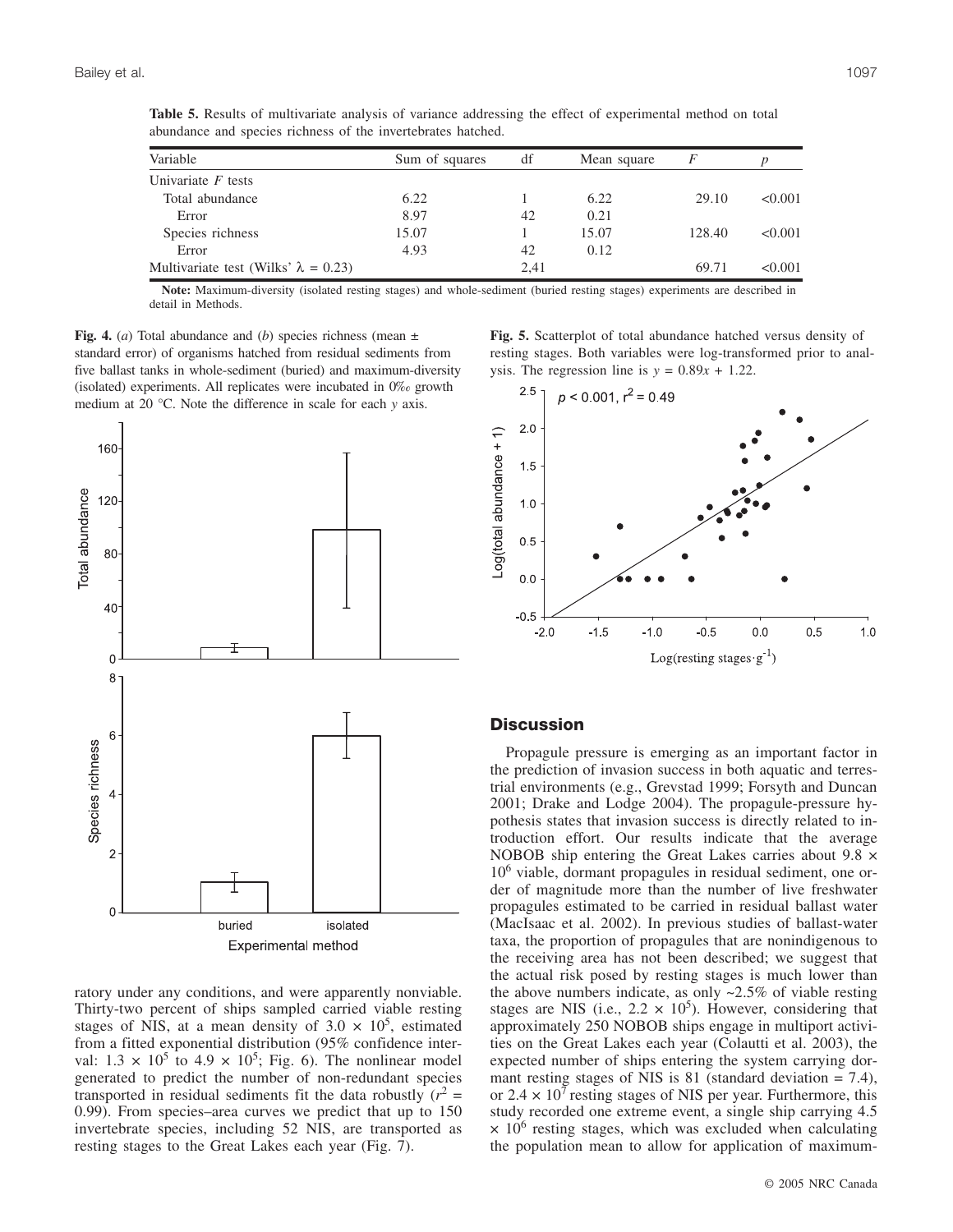**Table 5.** Results of multivariate analysis of variance addressing the effect of experimental method on total abundance and species richness of the invertebrates hatched.

| Variable | Sum of squares | df | Mean square | $F$ | $p$ |
|---|---|---|---|---|---|
| Univariate $F$ tests | | | | | |
| Total abundance | 6.22 | 1 | 6.22 | 29.10 | <0.001 |
| Error | 8.97 | 42 | 0.21 | | |
| Species richness | 15.07 | 1 | 15.07 | 128.40 | <0.001 |
| Error | 4.93 | 42 | 0.12 | | |
| Multivariate test (Wilks' $\lambda$ = 0.23) | | 2,41 | | 69.71 | <0.001 |

**Note:** Maximum-diversity (isolated resting stages) and whole-sediment (buried resting stages) experiments are described in detail in Methods.

**Fig. 4.** (*a*) Total abundance and (*b*) species richness (mean ± standard error) of organisms hatched from residual sediments from five ballast tanks in whole-sediment (buried) and maximum-diversity (isolated) experiments. All replicates were incubated in 0‰ growth medium at 20 °C. Note the difference in scale for each *y* axis.

**Fig. 5.** Scatterplot of total abundance hatched versus density of resting stages. Both variables were log-transformed prior to analysis. The regression line is $y = 0.89x + 1.22$.

ratory under any conditions, and were apparently nonviable. Thirty-two percent of ships sampled carried viable resting stages of NIS, at a mean density of $3.0 \times 10^5$, estimated from a fitted exponential distribution (95% confidence interval: $1.3 \times 10^5$ to $4.9 \times 10^5$; Fig. 6). The nonlinear model generated to predict the number of non-redundant species transported in residual sediments fit the data robustly ($r^2$ = 0.99). From species–area curves we predict that up to 150 invertebrate species, including 52 NIS, are transported as resting stages to the Great Lakes each year (Fig. 7).

## Discussion

Propagule pressure is emerging as an important factor in the prediction of invasion success in both aquatic and terrestrial environments (e.g., Grevstad 1999; Forsyth and Duncan 2001; Drake and Lodge 2004). The propagule-pressure hypothesis states that invasion success is directly related to introduction effort. Our results indicate that the average NOBOB ship entering the Great Lakes carries about $9.8 \times 10^6$ viable, dormant propagules in residual sediment, one order of magnitude more than the number of live freshwater propagules estimated to be carried in residual ballast water (MacIsaac et al. 2002). In previous studies of ballast-water taxa, the proportion of propagules that are nonindigenous to the receiving area has not been described; we suggest that the actual risk posed by resting stages is much lower than the above numbers indicate, as only ~2.5% of viable resting stages are NIS (i.e., $2.2 \times 10^5$). However, considering that approximately 250 NOBOB ships engage in multiport activities on the Great Lakes each year (Colautti et al. 2003), the expected number of ships entering the system carrying dormant resting stages of NIS is 81 (standard deviation = 7.4), or $2.4 \times 10^7$ resting stages of NIS per year. Furthermore, this study recorded one extreme event, a single ship carrying $4.5 \times 10^6$ resting stages, which was excluded when calculating the population mean to allow for application of maximum-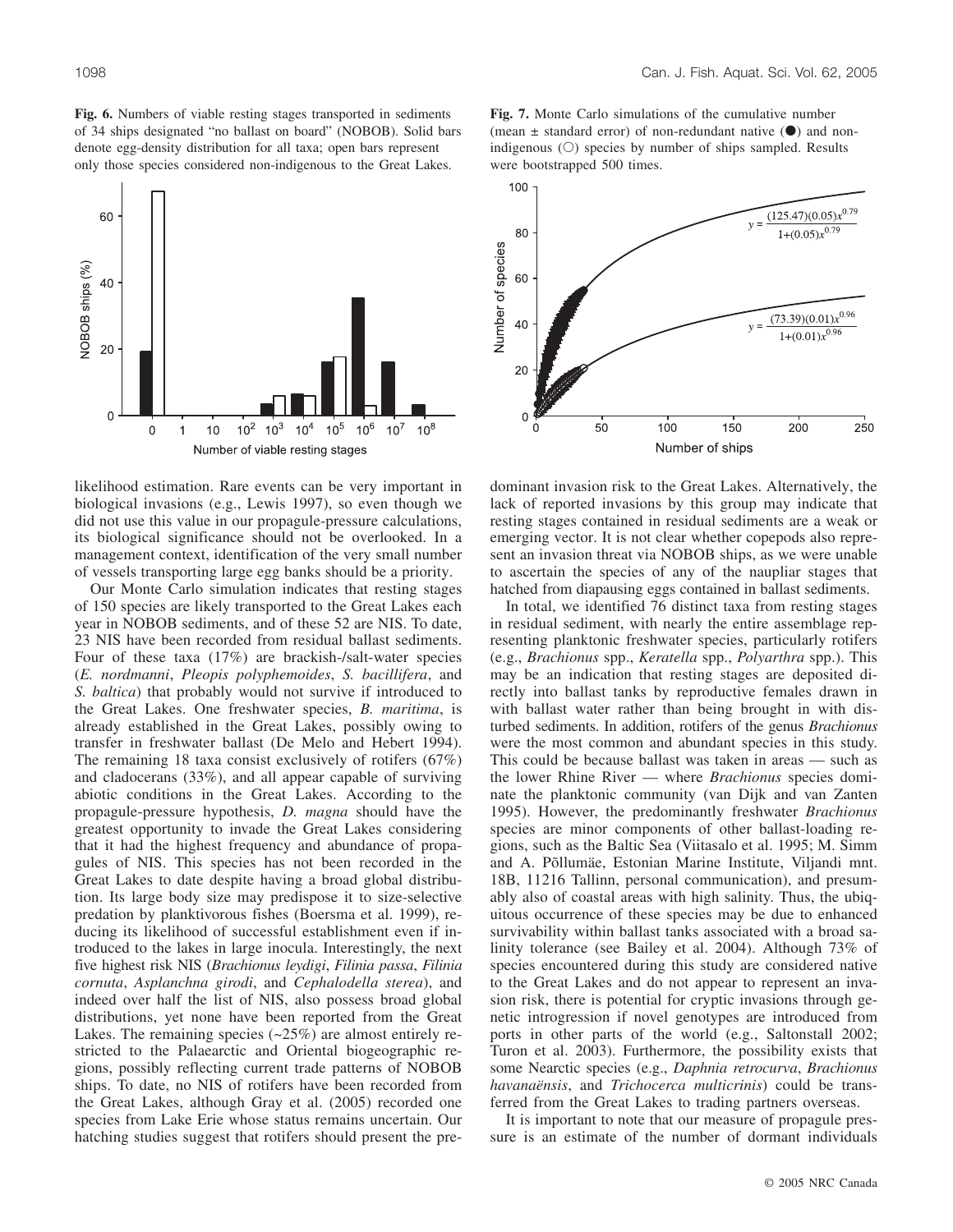**Fig. 6.** Numbers of viable resting stages transported in sediments of 34 ships designated "no ballast on board" (NOBOB). Solid bars denote egg-density distribution for all taxa; open bars represent only those species considered non-indigenous to the Great Lakes.

**Fig. 7.** Monte Carlo simulations of the cumulative number (mean ± standard error) of non-redundant native (●) and non-indigenous (○) species by number of ships sampled. Results were bootstrapped 500 times.

$$y = \frac{(125.47)(0.05)x^{0.79}}{1+(0.05)x^{0.79}}$$

$$y = \frac{(73.39)(0.01)x^{0.96}}{1+(0.01)x^{0.96}}$$

likelihood estimation. Rare events can be very important in biological invasions (e.g., Lewis 1997), so even though we did not use this value in our propagule-pressure calculations, its biological significance should not be overlooked. In a management context, identification of the very small number of vessels transporting large egg banks should be a priority.

Our Monte Carlo simulation indicates that resting stages of 150 species are likely transported to the Great Lakes each year in NOBOB sediments, and of these 52 are NIS. To date, 23 NIS have been recorded from residual ballast sediments. Four of these taxa (17%) are brackish-/salt-water species (*E. nordmanni*, *Pleopis polyphemoides*, *S. bacillifera*, and *S. baltica*) that probably would not survive if introduced to the Great Lakes. One freshwater species, *B. maritima*, is already established in the Great Lakes, possibly owing to transfer in freshwater ballast (De Melo and Hebert 1994). The remaining 18 taxa consist exclusively of rotifers (67%) and cladocerans (33%), and all appear capable of surviving abiotic conditions in the Great Lakes. According to the propagule-pressure hypothesis, *D. magna* should have the greatest opportunity to invade the Great Lakes considering that it had the highest frequency and abundance of propagules of NIS. This species has not been recorded in the Great Lakes to date despite having a broad global distribution. Its large body size may predispose it to size-selective predation by planktivorous fishes (Boersma et al. 1999), reducing its likelihood of successful establishment even if introduced to the lakes in large inocula. Interestingly, the next five highest risk NIS (*Brachionus leydigi*, *Filinia passa*, *Filinia cornuta*, *Asplanchna girodi*, and *Cephalodella sterea*), and indeed over half the list of NIS, also possess broad global distributions, yet none have been recorded from the Great Lakes. The remaining species (~25%) are almost entirely restricted to the Palaearctic and Oriental biogeographic regions, possibly reflecting current trade patterns of NOBOB ships. To date, no NIS of rotifers have been recorded from the Great Lakes, although Gray et al. (2005) recorded one species from Lake Erie whose status remains uncertain. Our hatching studies suggest that rotifers should present the predominant invasion risk to the Great Lakes. Alternatively, the lack of reported invasions by this group may indicate that resting stages contained in residual sediments are a weak or emerging vector. It is not clear whether copepods also represent an invasion threat via NOBOB ships, as we were unable to ascertain the species of any of the naupliar stages that hatched from diapausing eggs contained in ballast sediments.

In total, we identified 76 distinct taxa from resting stages in residual sediment, with nearly the entire assemblage representing planktonic freshwater species, particularly rotifers (e.g., *Brachionus* spp., *Keratella* spp., *Polyarthra* spp.). This may be an indication that resting stages are deposited directly into ballast tanks by reproductive females drawn in with ballast water rather than being brought in with disturbed sediments. In addition, rotifers of the genus *Brachionus* were the most common and abundant species in this study. This could be because ballast was taken in areas — such as the lower Rhine River — where *Brachionus* species dominate the planktonic community (van Dijk and van Zanten 1995). However, the predominantly freshwater *Brachionus* species are minor components of other ballast-loading regions, such as the Baltic Sea (Viitasalo et al. 1995; M. Simm and A. Põllumäe, Estonian Marine Institute, Viljandi mnt. 18B, 11216 Tallinn, personal communication), and presumably also of coastal areas with high salinity. Thus, the ubiquitous occurrence of these species may be due to enhanced survivability within ballast tanks associated with a broad salinity tolerance (see Bailey et al. 2004). Although 73% of species encountered during this study are considered native to the Great Lakes and do not appear to represent an invasion risk, there is potential for cryptic invasions through genetic introgression if novel genotypes are introduced from ports in other parts of the world (e.g., Saltonstall 2002; Turon et al. 2003). Furthermore, the possibility exists that some Nearctic species (e.g., *Daphnia retrocurva*, *Brachionus havanaënsis*, and *Trichocerca multicrinis*) could be transferred from the Great Lakes to trading partners overseas.

It is important to note that our measure of propagule pressure is an estimate of the number of dormant individuals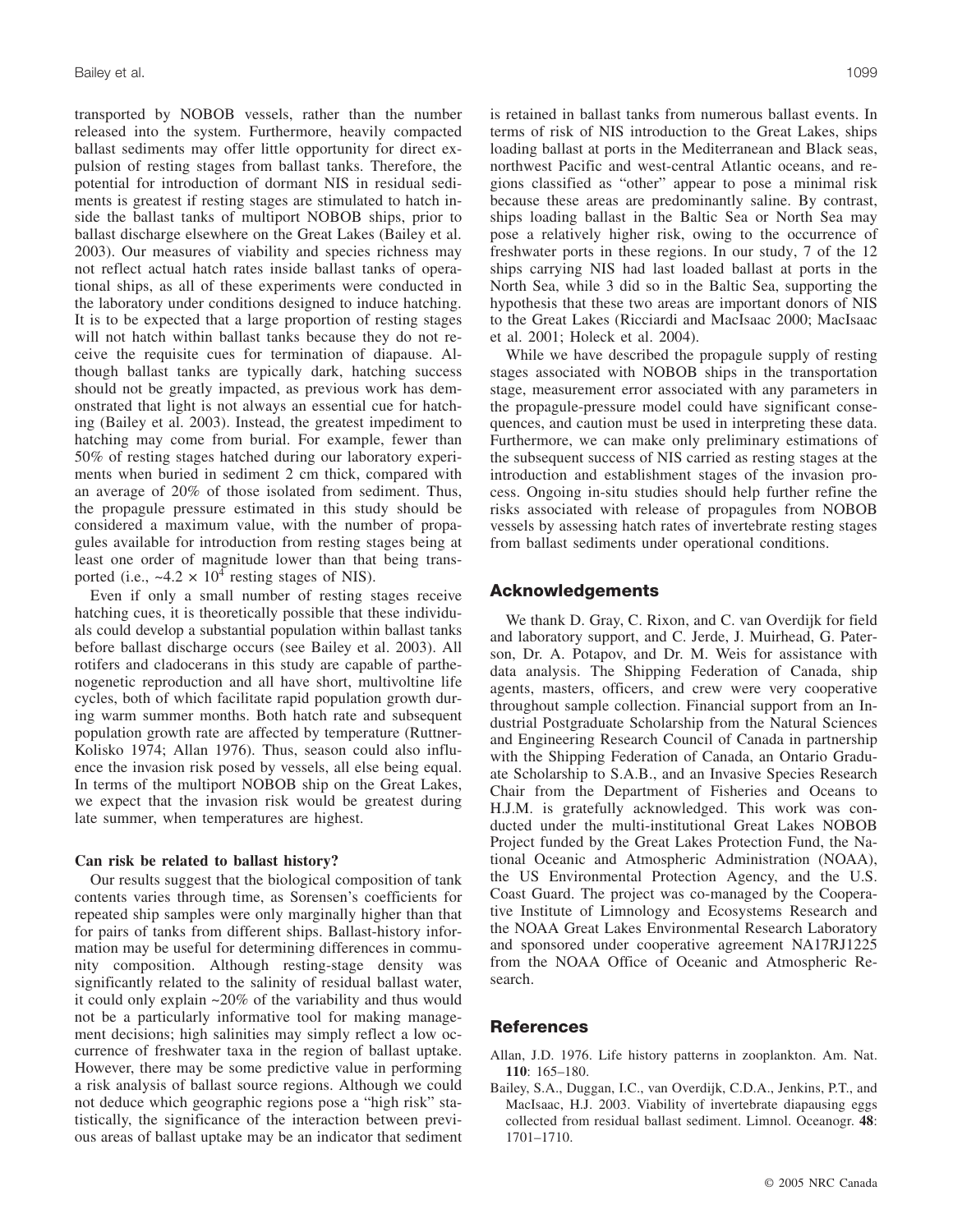transported by NOBOB vessels, rather than the number released into the system. Furthermore, heavily compacted ballast sediments may offer little opportunity for direct expulsion of resting stages from ballast tanks. Therefore, the potential for introduction of dormant NIS in residual sediments is greatest if resting stages are stimulated to hatch inside the ballast tanks of multiport NOBOB ships, prior to ballast discharge elsewhere on the Great Lakes (Bailey et al. 2003). Our measures of viability and species richness may not reflect actual hatch rates inside ballast tanks of operational ships, as all of these experiments were conducted in the laboratory under conditions designed to induce hatching. It is to be expected that a large proportion of resting stages will not hatch within ballast tanks because they do not receive the requisite cues for termination of diapause. Although ballast tanks are typically dark, hatching success should not be greatly impacted, as previous work has demonstrated that light is not always an essential cue for hatching (Bailey et al. 2003). Instead, the greatest impediment to hatching may come from burial. For example, fewer than 50% of resting stages hatched during our laboratory experiments when buried in sediment 2 cm thick, compared with an average of 20% of those isolated from sediment. Thus, the propagule pressure estimated in this study should be considered a maximum value, with the number of propagules available for introduction from resting stages being at least one order of magnitude lower than that being transported (i.e., $\sim 4.2 \times 10^4$ resting stages of NIS).

Even if only a small number of resting stages receive hatching cues, it is theoretically possible that these individuals could develop a substantial population within ballast tanks before ballast discharge occurs (see Bailey et al. 2003). All rotifers and cladocerans in this study are capable of parthenogenetic reproduction and all have short, multivoltine life cycles, both of which facilitate rapid population growth during warm summer months. Both hatch rate and subsequent population growth rate are affected by temperature (Ruttner-Kolisko 1974; Allan 1976). Thus, season could also influence the invasion risk posed by vessels, all else being equal. In terms of the multiport NOBOB ship on the Great Lakes, we expect that the invasion risk would be greatest during late summer, when temperatures are highest.

### Can risk be related to ballast history?

Our results suggest that the biological composition of tank contents varies through time, as Sorensen's coefficients for repeated ship samples were only marginally higher than that for pairs of tanks from different ships. Ballast-history information may be useful for determining differences in community composition. Although resting-stage density was significantly related to the salinity of residual ballast water, it could only explain ~20% of the variability and thus would not be a particularly informative tool for making management decisions; high salinities may simply reflect a low occurrence of freshwater taxa in the region of ballast uptake. However, there may be some predictive value in performing a risk analysis of ballast source regions. Although we could not deduce which geographic regions pose a "high risk" statistically, the significance of the interaction between previous areas of ballast uptake may be an indicator that sediment is retained in ballast tanks from numerous ballast events. In terms of risk of NIS introduction to the Great Lakes, ships loading ballast at ports in the Mediterranean and Black seas, northwest Pacific and west-central Atlantic oceans, and regions classified as "other" appear to pose a minimal risk because these areas are predominantly saline. By contrast, ships loading ballast in the Baltic Sea or North Sea may pose a relatively higher risk, owing to the occurrence of freshwater ports in these regions. In our study, 7 of the 12 ships carrying NIS had last loaded ballast at ports in the North Sea, while 3 did so in the Baltic Sea, supporting the hypothesis that these two areas are important donors of NIS to the Great Lakes (Ricciardi and MacIsaac 2000; MacIsaac et al. 2001; Holeck et al. 2004).

While we have described the propagule supply of resting stages associated with NOBOB ships in the transportation stage, measurement error associated with any parameters in the propagule-pressure model could have significant consequences, and caution must be used in interpreting these data. Furthermore, we can make only preliminary estimations of the subsequent success of NIS carried as resting stages at the introduction and establishment stages of the invasion process. Ongoing in-situ studies should help further refine the risks associated with release of propagules from NOBOB vessels by assessing hatch rates of invertebrate resting stages from ballast sediments under operational conditions.

## Acknowledgements

We thank D. Gray, C. Rixon, and C. van Overdijk for field and laboratory support, and C. Jerde, J. Muirhead, G. Paterson, Dr. A. Potapov, and Dr. M. Weis for assistance with data analysis. The Shipping Federation of Canada, ship agents, masters, officers, and crew were very cooperative throughout sample collection. Financial support from an Industrial Postgraduate Scholarship from the Natural Sciences and Engineering Research Council of Canada in partnership with the Shipping Federation of Canada, an Ontario Graduate Scholarship to S.A.B., and an Invasive Species Research Chair from the Department of Fisheries and Oceans to H.J.M. is gratefully acknowledged. This work was conducted under the multi-institutional Great Lakes NOBOB Project funded by the Great Lakes Protection Fund, the National Oceanic and Atmospheric Administration (NOAA), the US Environmental Protection Agency, and the U.S. Coast Guard. The project was co-managed by the Cooperative Institute of Limnology and Ecosystems Research and the NOAA Great Lakes Environmental Research Laboratory and sponsored under cooperative agreement NA17RJ1225 from the NOAA Office of Oceanic and Atmospheric Research.

## References

Allan, J.D. 1976. Life history patterns in zooplankton. Am. Nat. **110**: 165–180.

Bailey, S.A., Duggan, I.C., van Overdijk, C.D.A., Jenkins, P.T., and MacIsaac, H.J. 2003. Viability of invertebrate diapausing eggs collected from residual ballast sediment. Limnol. Oceanogr. **48**: 1701–1710.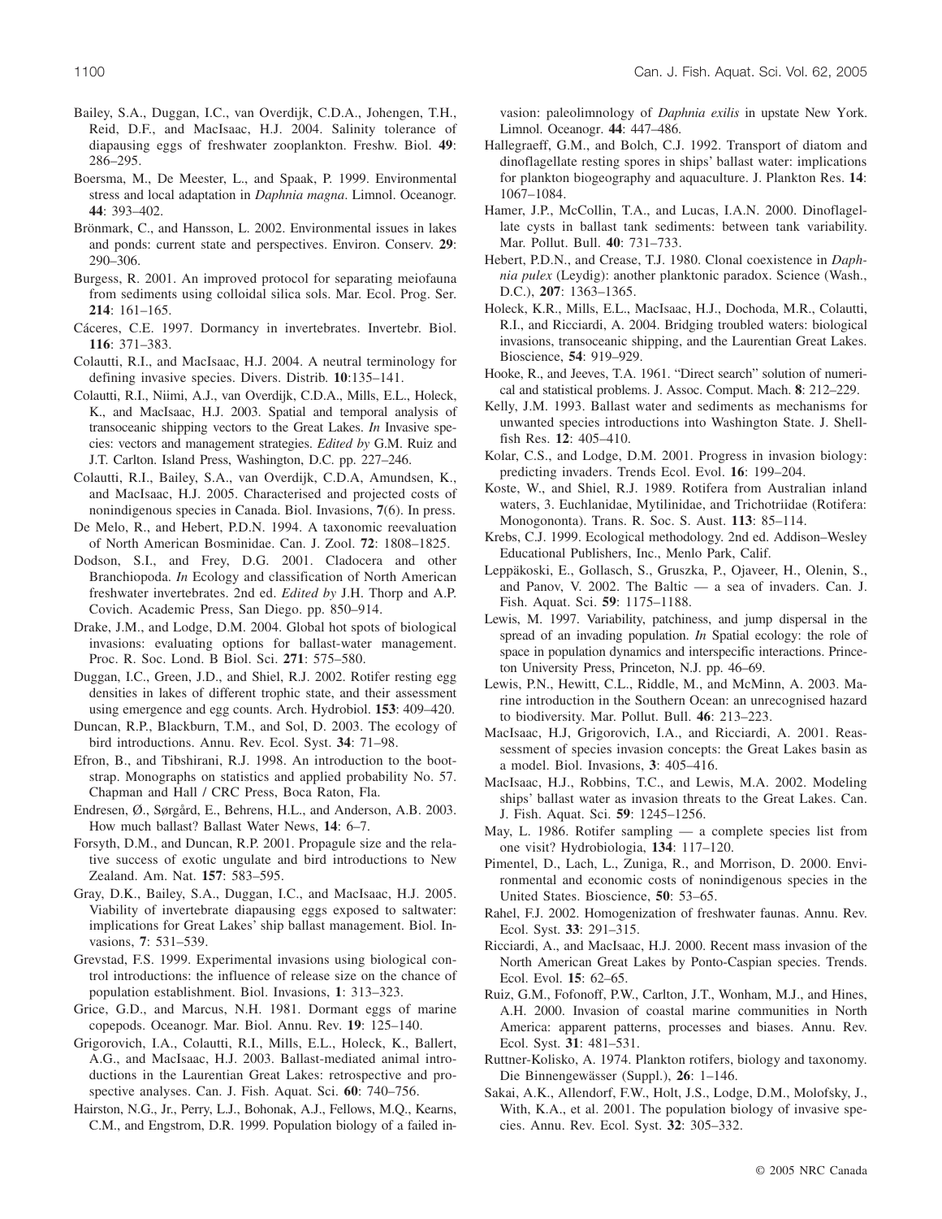Bailey, S.A., Duggan, I.C., van Overdijk, C.D.A., Johengen, T.H., Reid, D.F., and MacIsaac, H.J. 2004. Salinity tolerance of diapausing eggs of freshwater zooplankton. Freshw. Biol. **49**: 286–295.

Boersma, M., De Meester, L., and Spaak, P. 1999. Environmental stress and local adaptation in *Daphnia magna*. Limnol. Oceanogr. **44**: 393–402.

Brönmark, C., and Hansson, L. 2002. Environmental issues in lakes and ponds: current state and perspectives. Environ. Conserv. **29**: 290–306.

Burgess, R. 2001. An improved protocol for separating meiofauna from sediments using colloidal silica sols. Mar. Ecol. Prog. Ser. **214**: 161–165.

Cáceres, C.E. 1997. Dormancy in invertebrates. Invertebr. Biol. **116**: 371–383.

Colautti, R.I., and MacIsaac, H.J. 2004. A neutral terminology for defining invasive species. Divers. Distrib. **10**:135–141.

Colautti, R.I., Niimi, A.J., van Overdijk, C.D.A., Mills, E.L., Holeck, K., and MacIsaac, H.J. 2003. Spatial and temporal analysis of transoceanic shipping vectors to the Great Lakes. *In* Invasive species: vectors and management strategies. *Edited by* G.M. Ruiz and J.T. Carlton. Island Press, Washington, D.C. pp. 227–246.

Colautti, R.I., Bailey, S.A., van Overdijk, C.D.A, Amundsen, K., and MacIsaac, H.J. 2005. Characterised and projected costs of nonindigenous species in Canada. Biol. Invasions, **7**(6). In press.

De Melo, R., and Hebert, P.D.N. 1994. A taxonomic reevaluation of North American Bosminidae. Can. J. Zool. **72**: 1808–1825.

Dodson, S.I., and Frey, D.G. 2001. Cladocera and other Branchiopoda. *In* Ecology and classification of North American freshwater invertebrates. 2nd ed. *Edited by* J.H. Thorp and A.P. Covich. Academic Press, San Diego. pp. 850–914.

Drake, J.M., and Lodge, D.M. 2004. Global hot spots of biological invasions: evaluating options for ballast-water management. Proc. R. Soc. Lond. B Biol. Sci. **271**: 575–580.

Duggan, I.C., Green, J.D., and Shiel, R.J. 2002. Rotifer resting egg densities in lakes of different trophic state, and their assessment using emergence and egg counts. Arch. Hydrobiol. **153**: 409–420.

Duncan, R.P., Blackburn, T.M., and Sol, D. 2003. The ecology of bird introductions. Annu. Rev. Ecol. Syst. **34**: 71–98.

Efron, B., and Tibshirani, R.J. 1998. An introduction to the bootstrap. Monographs on statistics and applied probability No. 57. Chapman and Hall / CRC Press, Boca Raton, Fla.

Endresen, Ø., Sørgård, E., Behrens, H.L., and Anderson, A.B. 2003. How much ballast? Ballast Water News, **14**: 6–7.

Forsyth, D.M., and Duncan, R.P. 2001. Propagule size and the relative success of exotic ungulate and bird introductions to New Zealand. Am. Nat. **157**: 583–595.

Gray, D.K., Bailey, S.A., Duggan, I.C., and MacIsaac, H.J. 2005. Viability of invertebrate diapausing eggs exposed to saltwater: implications for Great Lakes' ship ballast management. Biol. Invasions, **7**: 531–539.

Grevstad, F.S. 1999. Experimental invasions using biological control introductions: the influence of release size on the chance of population establishment. Biol. Invasions, **1**: 313–323.

Grice, G.D., and Marcus, N.H. 1981. Dormant eggs of marine copepods. Oceanogr. Mar. Biol. Annu. Rev. **19**: 125–140.

Grigorovich, I.A., Colautti, R.I., Mills, E.L., Holeck, K., Ballert, A.G., and MacIsaac, H.J. 2003. Ballast-mediated animal introductions in the Laurentian Great Lakes: retrospective and prospective analyses. Can. J. Fish. Aquat. Sci. **60**: 740–756.

Hairston, N.G., Jr., Perry, L.J., Bohonak, A.J., Fellows, M.Q., Kearns, C.M., and Engstrom, D.R. 1999. Population biology of a failed invasion: paleolimnology of *Daphnia exilis* in upstate New York. Limnol. Oceanogr. **44**: 447–486.

Hallegraeff, G.M., and Bolch, C.J. 1992. Transport of diatom and dinoflagellate resting spores in ships' ballast water: implications for plankton biogeography and aquaculture. J. Plankton Res. **14**: 1067–1084.

Hamer, J.P., McCollin, T.A., and Lucas, I.A.N. 2000. Dinoflagellate cysts in ballast tank sediments: between tank variability. Mar. Pollut. Bull. **40**: 731–733.

Hebert, P.D.N., and Crease, T.J. 1980. Clonal coexistence in *Daphnia pulex* (Leydig): another planktonic paradox. Science (Wash., D.C.), **207**: 1363–1365.

Holeck, K.R., Mills, E.L., MacIsaac, H.J., Dochoda, M.R., Colautti, R.I., and Ricciardi, A. 2004. Bridging troubled waters: biological invasions, transoceanic shipping, and the Laurentian Great Lakes. Bioscience, **54**: 919–929.

Hooke, R., and Jeeves, T.A. 1961. "Direct search" solution of numerical and statistical problems. J. Assoc. Comput. Mach. **8**: 212–229.

Kelly, J.M. 1993. Ballast water and sediments as mechanisms for unwanted species introductions into Washington State. J. Shellfish Res. **12**: 405–410.

Kolar, C.S., and Lodge, D.M. 2001. Progress in invasion biology: predicting invaders. Trends Ecol. Evol. **16**: 199–204.

Koste, W., and Shiel, R.J. 1989. Rotifera from Australian inland waters, 3. Euchlanidae, Mytilinidae, and Trichotriidae (Rotifera: Monogononta). Trans. R. Soc. S. Aust. **113**: 85–114.

Krebs, C.J. 1999. Ecological methodology. 2nd ed. Addison–Wesley Educational Publishers, Inc., Menlo Park, Calif.

Leppäkoski, E., Gollasch, S., Gruszka, P., Ojaveer, H., Olenin, S., and Panov, V. 2002. The Baltic — a sea of invaders. Can. J. Fish. Aquat. Sci. **59**: 1175–1188.

Lewis, M. 1997. Variability, patchiness, and jump dispersal in the spread of an invading population. *In* Spatial ecology: the role of space in population dynamics and interspecific interactions. Princeton University Press, Princeton, N.J. pp. 46–69.

Lewis, P.N., Hewitt, C.L., Riddle, M., and McMinn, A. 2003. Marine introduction in the Southern Ocean: an unrecognised hazard to biodiversity. Mar. Pollut. Bull. **46**: 213–223.

MacIsaac, H.J, Grigorovich, I.A., and Ricciardi, A. 2001. Reassessment of species invasion concepts: the Great Lakes basin as a model. Biol. Invasions, **3**: 405–416.

MacIsaac, H.J., Robbins, T.C., and Lewis, M.A. 2002. Modeling ships' ballast water as invasion threats to the Great Lakes. Can. J. Fish. Aquat. Sci. **59**: 1245–1256.

May, L. 1986. Rotifer sampling — a complete species list from one visit? Hydrobiologia, **134**: 117–120.

Pimentel, D., Lach, L., Zuniga, R., and Morrison, D. 2000. Environmental and economic costs of nonindigenous species in the United States. Bioscience, **50**: 53–65.

Rahel, F.J. 2002. Homogenization of freshwater faunas. Annu. Rev. Ecol. Syst. **33**: 291–315.

Ricciardi, A., and MacIsaac, H.J. 2000. Recent mass invasion of the North American Great Lakes by Ponto-Caspian species. Trends. Ecol. Evol. **15**: 62–65.

Ruiz, G.M., Fofonoff, P.W., Carlton, J.T., Wonham, M.J., and Hines, A.H. 2000. Invasion of coastal marine communities in North America: apparent patterns, processes and biases. Annu. Rev. Ecol. Syst. **31**: 481–531.

Ruttner-Kolisko, A. 1974. Plankton rotifers, biology and taxonomy. Die Binnengewässer (Suppl.), **26**: 1–146.

Sakai, A.K., Allendorf, F.W., Holt, J.S., Lodge, D.M., Molofsky, J., With, K.A., et al. 2001. The population biology of invasive species. Annu. Rev. Ecol. Syst. **32**: 305–332.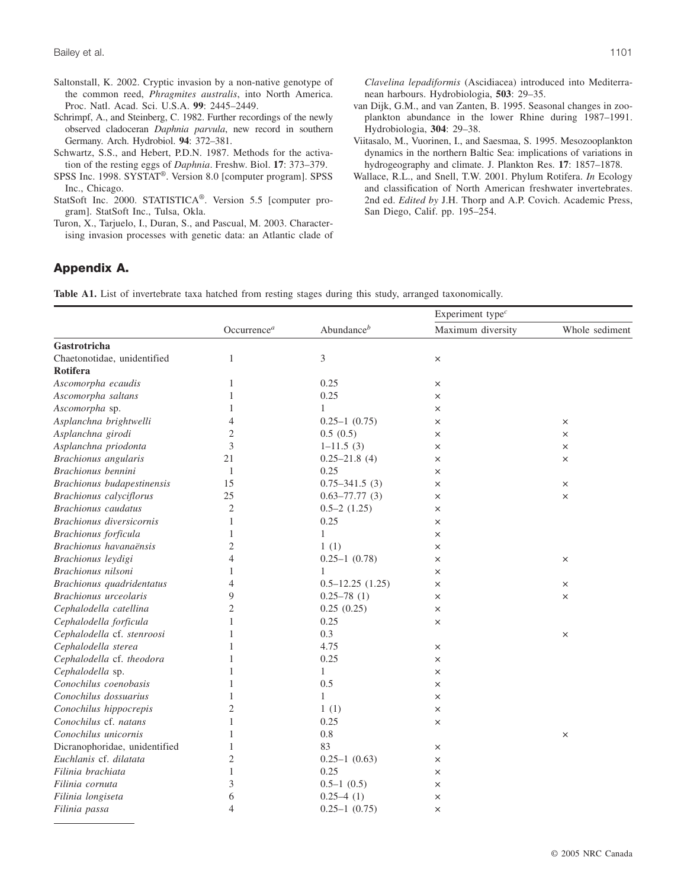Saltonstall, K. 2002. Cryptic invasion by a non-native genotype of the common reed, *Phragmites australis*, into North America. Proc. Natl. Acad. Sci. U.S.A. **99**: 2445–2449.

Schrimpf, A., and Steinberg, C. 1982. Further recordings of the newly observed cladoceran *Daphnia parvula*, new record in southern Germany. Arch. Hydrobiol. **94**: 372–381.

Schwartz, S.S., and Hebert, P.D.N. 1987. Methods for the activation of the resting eggs of *Daphnia*. Freshw. Biol. **17**: 373–379.

SPSS Inc. 1998. SYSTAT®. Version 8.0 [computer program]. SPSS Inc., Chicago.

StatSoft Inc. 2000. STATISTICA®. Version 5.5 [computer program]. StatSoft Inc., Tulsa, Okla.

Turon, X., Tarjuelo, I., Duran, S., and Pascual, M. 2003. Characterising invasion processes with genetic data: an Atlantic clade of *Clavelina lepadiformis* (Ascidiacea) introduced into Mediterranean harbours. Hydrobiologia, **503**: 29–35.

van Dijk, G.M., and van Zanten, B. 1995. Seasonal changes in zooplankton abundance in the lower Rhine during 1987–1991. Hydrobiologia, **304**: 29–38.

Viitasalo, M., Vuorinen, I., and Saesmaa, S. 1995. Mesozooplankton dynamics in the northern Baltic Sea: implications of variations in hydrogeography and climate. J. Plankton Res. **17**: 1857–1878.

Wallace, R.L., and Snell, T.W. 2001. Phylum Rotifera. *In* Ecology and classification of North American freshwater invertebrates. 2nd ed. *Edited by* J.H. Thorp and A.P. Covich. Academic Press, San Diego, Calif. pp. 195–254.

## Appendix A.

**Table A1.** List of invertebrate taxa hatched from resting stages during this study, arranged taxonomically.

| | Occurrence[a] | Abundance[b] | Experiment type[c] | |
|---|---|---|---|---|
| | | | Maximum diversity | Whole sediment |
| **Gastrotricha** | | | | |
| Chaetonotidae, unidentified | 1 | 3 | × | |
| **Rotifera** | | | | |
| *Ascomorpha ecaudis* | 1 | 0.25 | × | |
| *Ascomorpha saltans* | 1 | 0.25 | × | |
| *Ascomorpha* sp. | 1 | 1 | × | |
| *Asplanchna brightwelli* | 4 | 0.25–1 (0.75) | × | × |
| *Asplanchna girodi* | 2 | 0.5 (0.5) | × | × |
| *Asplanchna priodonta* | 3 | 1–11.5 (3) | × | × |
| *Brachionus angularis* | 21 | 0.25–21.8 (4) | × | × |
| *Brachionus bennini* | 1 | 0.25 | × | |
| *Brachionus budapestinensis* | 15 | 0.75–341.5 (3) | × | × |
| *Brachionus calyciflorus* | 25 | 0.63–77.77 (3) | × | × |
| *Brachionus caudatus* | 2 | 0.5–2 (1.25) | × | |
| *Brachionus diversicornis* | 1 | 0.25 | × | |
| *Brachionus forficula* | 1 | 1 | × | |
| *Brachionus havanaënsis* | 2 | 1 (1) | × | |
| *Brachionus leydigi* | 4 | 0.25–1 (0.78) | × | × |
| *Brachionus nilsoni* | 1 | 1 | × | |
| *Brachionus quadridentatus* | 4 | 0.5–12.25 (1.25) | × | × |
| *Brachionus urceolaris* | 9 | 0.25–78 (1) | × | × |
| *Cephalodella catellina* | 2 | 0.25 (0.25) | × | |
| *Cephalodella forficula* | 1 | 0.25 | × | |
| *Cephalodella* cf. *stenroosi* | 1 | 0.3 | | × |
| *Cephalodella sterea* | 1 | 4.75 | × | |
| *Cephalodella* cf. *theodora* | 1 | 0.25 | × | |
| *Cephalodella* sp. | 1 | 1 | × | |
| *Conochilus coenobasis* | 1 | 0.5 | × | |
| *Conochilus dossuarius* | 1 | 1 | × | |
| *Conochilus hippocrepis* | 2 | 1 (1) | × | |
| *Conochilus* cf. *natans* | 1 | 0.25 | × | |
| *Conochilus unicornis* | 1 | 0.8 | | × |
| Dicranophoridae, unidentified | 1 | 83 | × | |
| *Euchlanis* cf. *dilatata* | 2 | 0.25–1 (0.63) | × | |
| *Filinia brachiata* | 1 | 0.25 | × | |
| *Filinia cornuta* | 3 | 0.5–1 (0.5) | × | |
| *Filinia longiseta* | 6 | 0.25–4 (1) | × | |
| *Filinia passa* | 4 | 0.25–1 (0.75) | × | |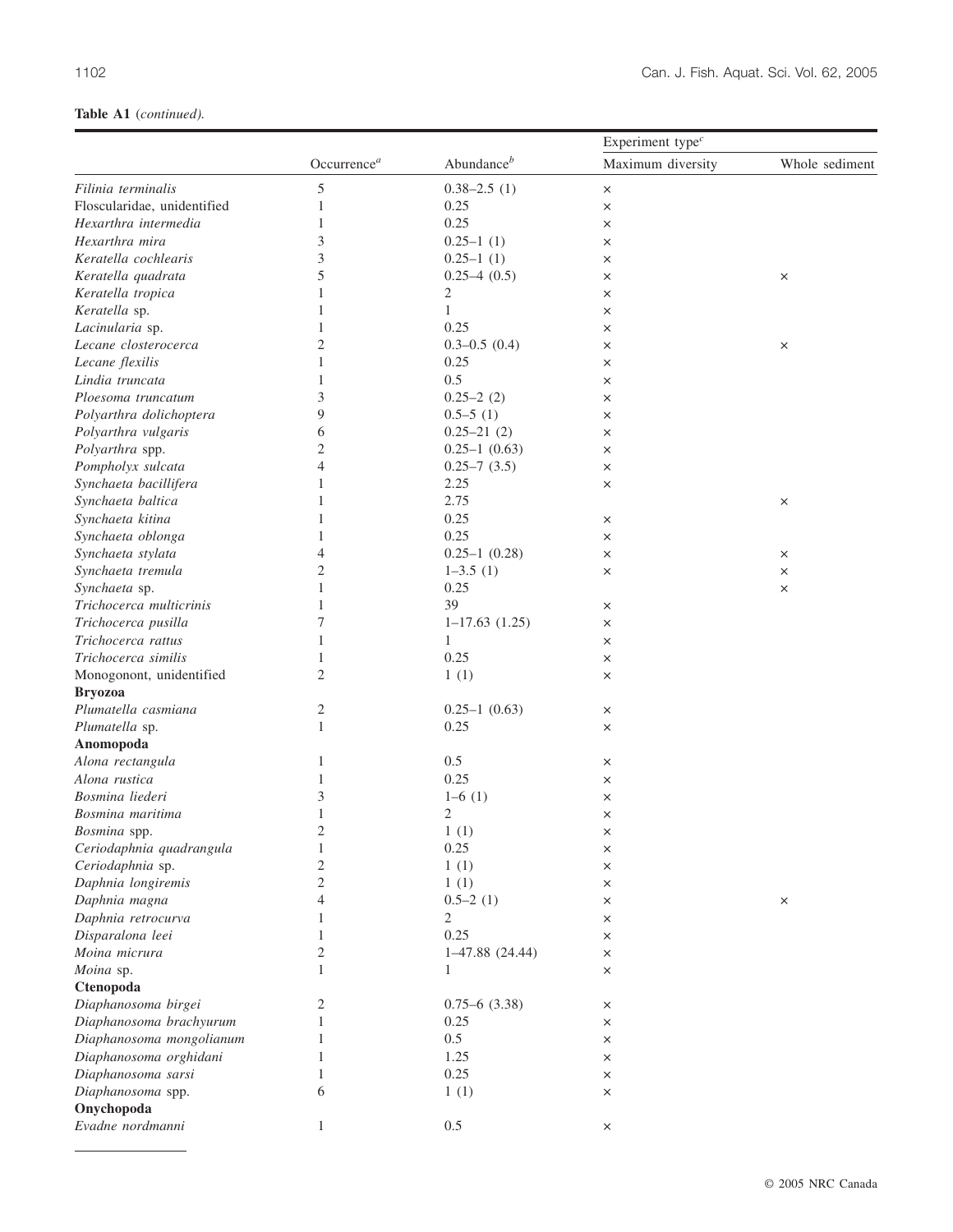**Table A1** (*continued*).

| | Occurrence[a] | Abundance[b] | Experiment type[c] | |
|---|---|---|---|---|
| | | | Maximum diversity | Whole sediment |
| *Filinia terminalis* | 5 | 0.38–2.5 (1) | × | |
| Floscularidae, unidentified | 1 | 0.25 | × | |
| *Hexarthra intermedia* | 1 | 0.25 | × | |
| *Hexarthra mira* | 3 | 0.25–1 (1) | × | |
| *Keratella cochlearis* | 3 | 0.25–1 (1) | × | |
| *Keratella quadrata* | 5 | 0.25–4 (0.5) | × | × |
| *Keratella tropica* | 1 | 2 | × | |
| *Keratella* sp. | 1 | 1 | × | |
| *Lacinularia* sp. | 1 | 0.25 | × | |
| *Lecane closterocerca* | 2 | 0.3–0.5 (0.4) | × | × |
| *Lecane flexilis* | 1 | 0.25 | × | |
| *Lindia truncata* | 1 | 0.5 | × | |
| *Ploesoma truncatum* | 3 | 0.25–2 (2) | × | |
| *Polyarthra dolichoptera* | 9 | 0.5–5 (1) | × | |
| *Polyarthra vulgaris* | 6 | 0.25–21 (2) | × | |
| *Polyarthra* spp. | 2 | 0.25–1 (0.63) | × | |
| *Pompholyx sulcata* | 4 | 0.25–7 (3.5) | × | |
| *Synchaeta bacillifera* | 1 | 2.25 | × | |
| *Synchaeta baltica* | 1 | 2.75 | | × |
| *Synchaeta kitina* | 1 | 0.25 | × | |
| *Synchaeta oblonga* | 1 | 0.25 | × | |
| *Synchaeta stylata* | 4 | 0.25–1 (0.28) | × | × |
| *Synchaeta tremula* | 2 | 1–3.5 (1) | × | × |
| *Synchaeta* sp. | 1 | 0.25 | | × |
| *Trichocerca multicrinis* | 1 | 39 | × | |
| *Trichocerca pusilla* | 7 | 1–17.63 (1.25) | × | |
| *Trichocerca rattus* | 1 | 1 | × | |
| *Trichocerca similis* | 1 | 0.25 | × | |
| Monogonont, unidentified | 2 | 1 (1) | × | |
| **Bryozoa** | | | | |
| *Plumatella casmiana* | 2 | 0.25–1 (0.63) | × | |
| *Plumatella* sp. | 1 | 0.25 | × | |
| **Anomopoda** | | | | |
| *Alona rectangula* | 1 | 0.5 | × | |
| *Alona rustica* | 1 | 0.25 | × | |
| *Bosmina liederi* | 3 | 1–6 (1) | × | |
| *Bosmina maritima* | 1 | 2 | × | |
| *Bosmina* spp. | 2 | 1 (1) | × | |
| *Ceriodaphnia quadrangula* | 1 | 0.25 | × | |
| *Ceriodaphnia* sp. | 2 | 1 (1) | × | |
| *Daphnia longiremis* | 2 | 1 (1) | × | |
| *Daphnia magna* | 4 | 0.5–2 (1) | × | × |
| *Daphnia retrocurva* | 1 | 2 | × | |
| *Disparalona leei* | 1 | 0.25 | × | |
| *Moina micrura* | 2 | 1–47.88 (24.44) | × | |
| *Moina* sp. | 1 | 1 | × | |
| **Ctenopoda** | | | | |
| *Diaphanosoma birgei* | 2 | 0.75–6 (3.38) | × | |
| *Diaphanosoma brachyurum* | 1 | 0.25 | × | |
| *Diaphanosoma mongolianum* | 1 | 0.5 | × | |
| *Diaphanosoma orghidani* | 1 | 1.25 | × | |
| *Diaphanosoma sarsi* | 1 | 0.25 | × | |
| *Diaphanosoma* spp. | 6 | 1 (1) | × | |
| **Onychopoda** | | | | |
| *Evadne nordmanni* | 1 | 0.5 | × | |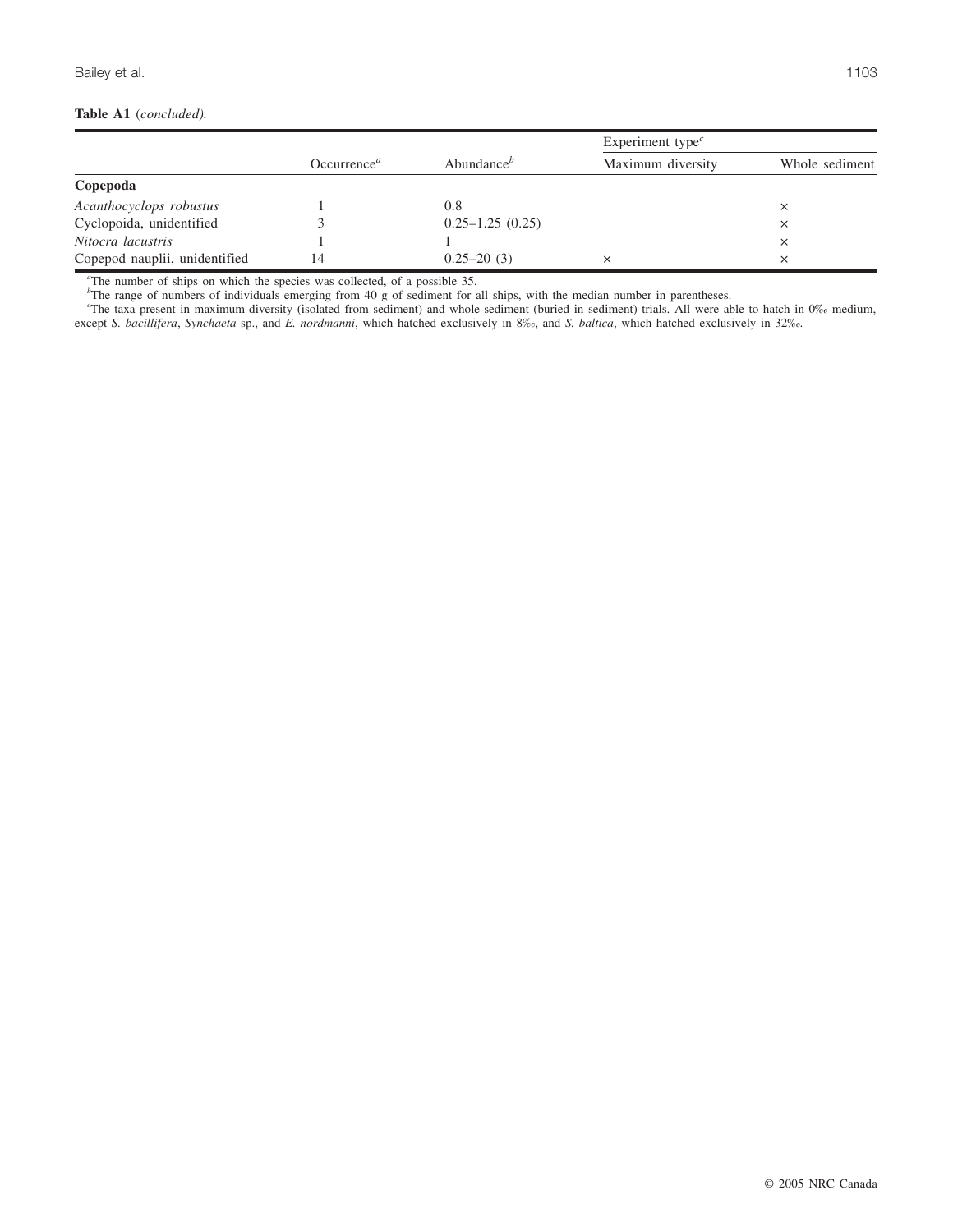**Table A1** (*concluded*).

| | Occurrence[a] | Abundance[b] | Experiment type[c] | |
|---|---|---|---|---|
| | | | Maximum diversity | Whole sediment |
| **Copepoda** | | | | |
| *Acanthocyclops robustus* | 1 | 0.8 | | × |
| Cyclopoida, unidentified | 3 | 0.25–1.25 (0.25) | | × |
| *Nitocra lacustris* | 1 | 1 | | × |
| Copepod nauplii, unidentified | 14 | 0.25–20 (3) | × | × |

[a]The number of ships on which the species was collected, of a possible 35.

[b]The range of numbers of individuals emerging from 40 g of sediment for all ships, with the median number in parentheses.

[c]The taxa present in maximum-diversity (isolated from sediment) and whole-sediment (buried in sediment) trials. All were able to hatch in 0‰ medium, except *S. bacillifera*, *Synchaeta* sp., and *E. nordmanni*, which hatched exclusively in 8‰, and *S. baltica*, which hatched exclusively in 32‰.